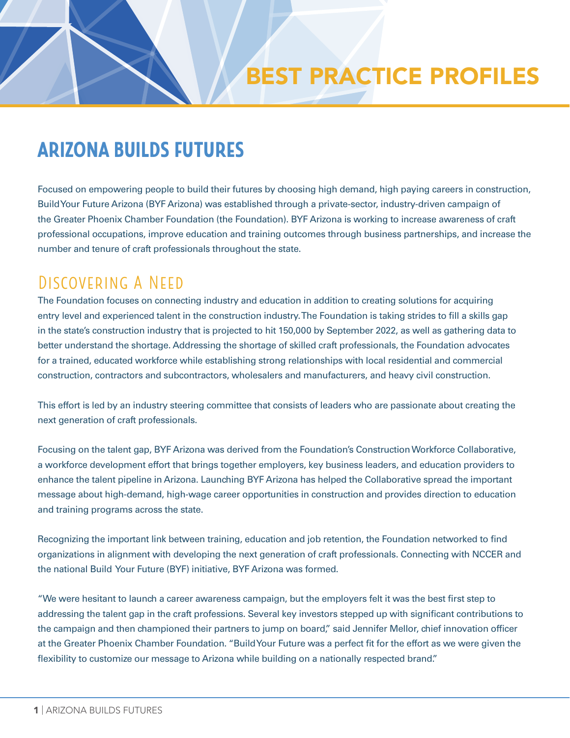# BEST PRACTICE PROFILES

## ARIZONA BUILDS FUTURES

Focused on empowering people to build their futures by choosing high demand, high paying careers in construction, Build Your Future Arizona (BYF Arizona) was established through a private-sector, industry-driven campaign of the Greater Phoenix Chamber Foundation (the Foundation). BYF Arizona is working to increase awareness of craft professional occupations, improve education and training outcomes through business partnerships, and increase the number and tenure of craft professionals throughout the state.

### Discovering A Need

The Foundation focuses on connecting industry and education in addition to creating solutions for acquiring entry level and experienced talent in the construction industry. The Foundation is taking strides to fill a skills gap in the state's construction industry that is projected to hit 150,000 by September 2022, as well as gathering data to better understand the shortage. Addressing the shortage of skilled craft professionals, the Foundation advocates for a trained, educated workforce while establishing strong relationships with local residential and commercial construction, contractors and subcontractors, wholesalers and manufacturers, and heavy civil construction.

This effort is led by an industry steering committee that consists of leaders who are passionate about creating the next generation of craft professionals.

Focusing on the talent gap, BYF Arizona was derived from the Foundation's Construction Workforce Collaborative, a workforce development effort that brings together employers, key business leaders, and education providers to enhance the talent pipeline in Arizona. Launching BYF Arizona has helped the Collaborative spread the important message about high-demand, high-wage career opportunities in construction and provides direction to education and training programs across the state.

Recognizing the important link between training, education and job retention, the Foundation networked to find organizations in alignment with developing the next generation of craft professionals. Connecting with NCCER and the national Build Your Future (BYF) initiative, BYF Arizona was formed.

"We were hesitant to launch a career awareness campaign, but the employers felt it was the best first step to addressing the talent gap in the craft professions. Several key investors stepped up with significant contributions to the campaign and then championed their partners to jump on board," said Jennifer Mellor, chief innovation officer at the Greater Phoenix Chamber Foundation. "Build Your Future was a perfect fit for the effort as we were given the flexibility to customize our message to Arizona while building on a nationally respected brand."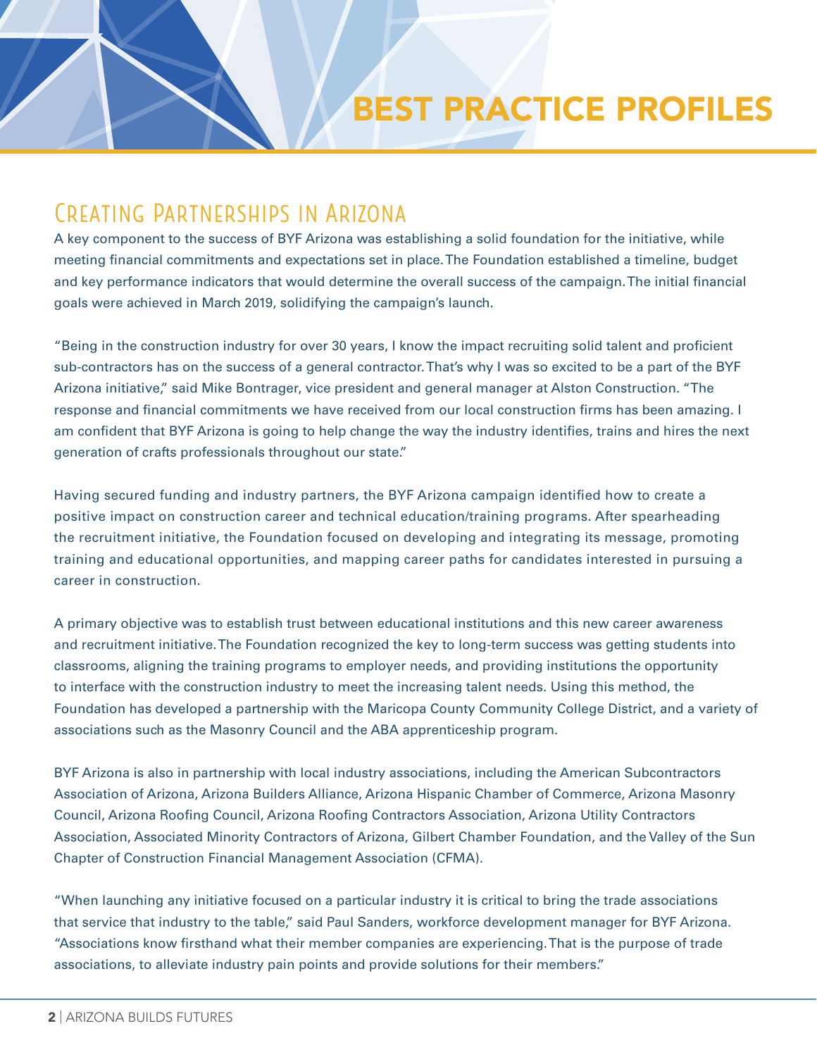# BEST PRACTICE PROFILES

## Creating Partnerships in Arizona

A key component to the success of BYF Arizona was establishing a solid foundation for the initiative, while meeting financial commitments and expectations set in place. The Foundation established a timeline, budget and key performance indicators that would determine the overall success of the campaign. The initial financial goals were achieved in March 2019, solidifying the campaign's launch.

"Being in the construction industry for over 30 years, I know the impact recruiting solid talent and proficient sub-contractors has on the success of a general contractor. That's why I was so excited to be a part of the BYF Arizona initiative," said Mike Bontrager, vice president and general manager at Alston Construction. "The response and financial commitments we have received from our local construction firms has been amazing. I am confident that BYF Arizona is going to help change the way the industry identifies, trains and hires the next generation of crafts professionals throughout our state."

Having secured funding and industry partners, the BYF Arizona campaign identified how to create a positive impact on construction career and technical education/training programs. After spearheading the recruitment initiative, the Foundation focused on developing and integrating its message, promoting training and educational opportunities, and mapping career paths for candidates interested in pursuing a career in construction.

A primary objective was to establish trust between educational institutions and this new career awareness and recruitment initiative. The Foundation recognized the key to long-term success was getting students into classrooms, aligning the training programs to employer needs, and providing institutions the opportunity to interface with the construction industry to meet the increasing talent needs. Using this method, the Foundation has developed a partnership with the Maricopa County Community College District, and a variety of associations such as the Masonry Council and the ABA apprenticeship program.

BYF Arizona is also in partnership with local industry associations, including the American Subcontractors Association of Arizona, Arizona Builders Alliance, Arizona Hispanic Chamber of Commerce, Arizona Masonry Council, Arizona Roofing Council, Arizona Roofing Contractors Association, Arizona Utility Contractors Association, Associated Minority Contractors of Arizona, Gilbert Chamber Foundation, and the Valley of the Sun Chapter of Construction Financial Management Association (CFMA).

"When launching any initiative focused on a particular industry it is critical to bring the trade associations that service that industry to the table," said Paul Sanders, workforce development manager for BYF Arizona. "Associations know firsthand what their member companies are experiencing. That is the purpose of trade associations, to alleviate industry pain points and provide solutions for their members."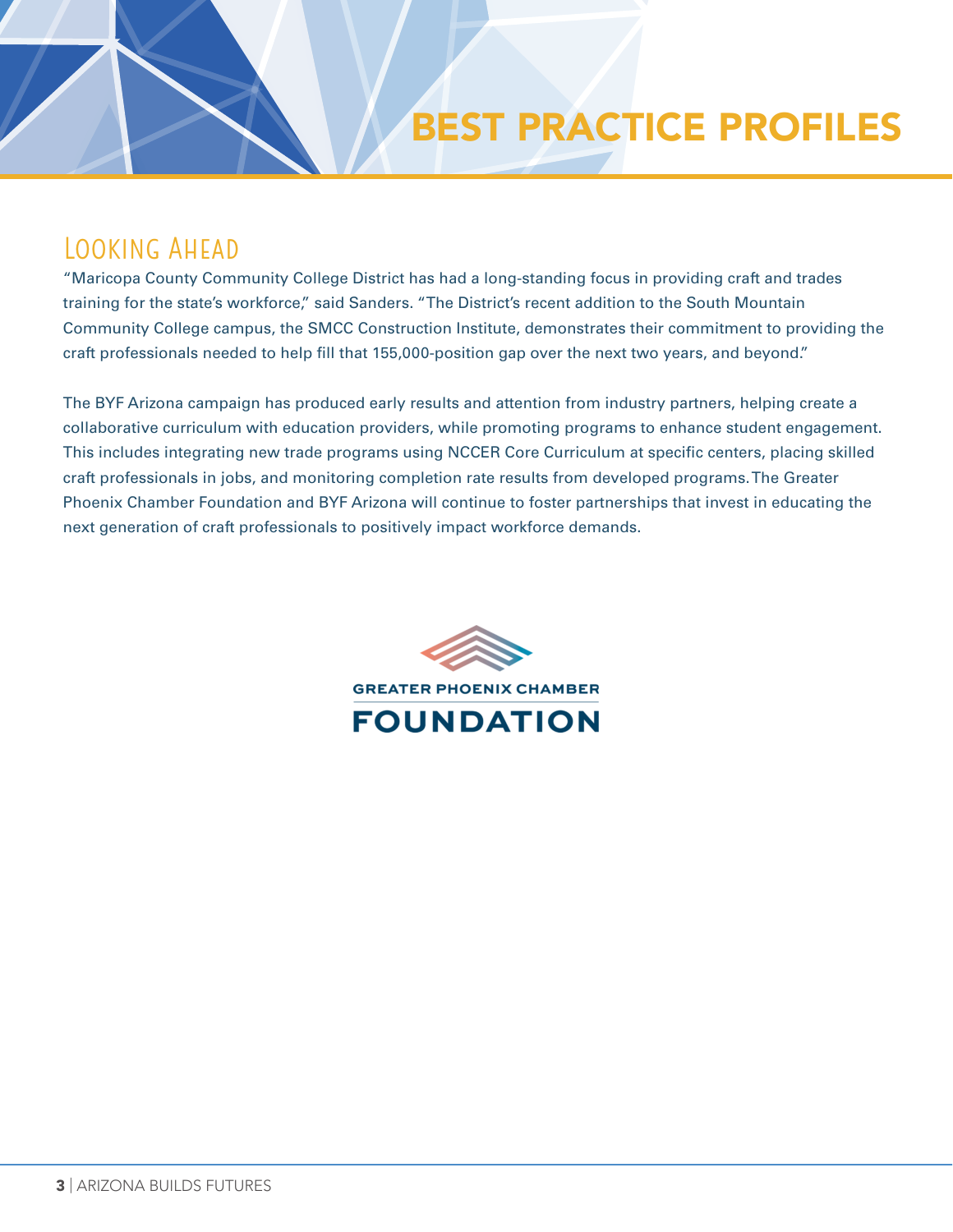# BEST PRACTICE PROFILES

## Looking Ahead

"Maricopa County Community College District has had a long-standing focus in providing craft and trades training for the state's workforce," said Sanders. "The District's recent addition to the South Mountain Community College campus, the SMCC Construction Institute, demonstrates their commitment to providing the craft professionals needed to help fill that 155,000-position gap over the next two years, and beyond."

The BYF Arizona campaign has produced early results and attention from industry partners, helping create a collaborative curriculum with education providers, while promoting programs to enhance student engagement. This includes integrating new trade programs using NCCER Core Curriculum at specific centers, placing skilled craft professionals in jobs, and monitoring completion rate results from developed programs. The Greater Phoenix Chamber Foundation and BYF Arizona will continue to foster partnerships that invest in educating the next generation of craft professionals to positively impact workforce demands.

GREATER PHOENIX CHAMBER
FOUNDATION